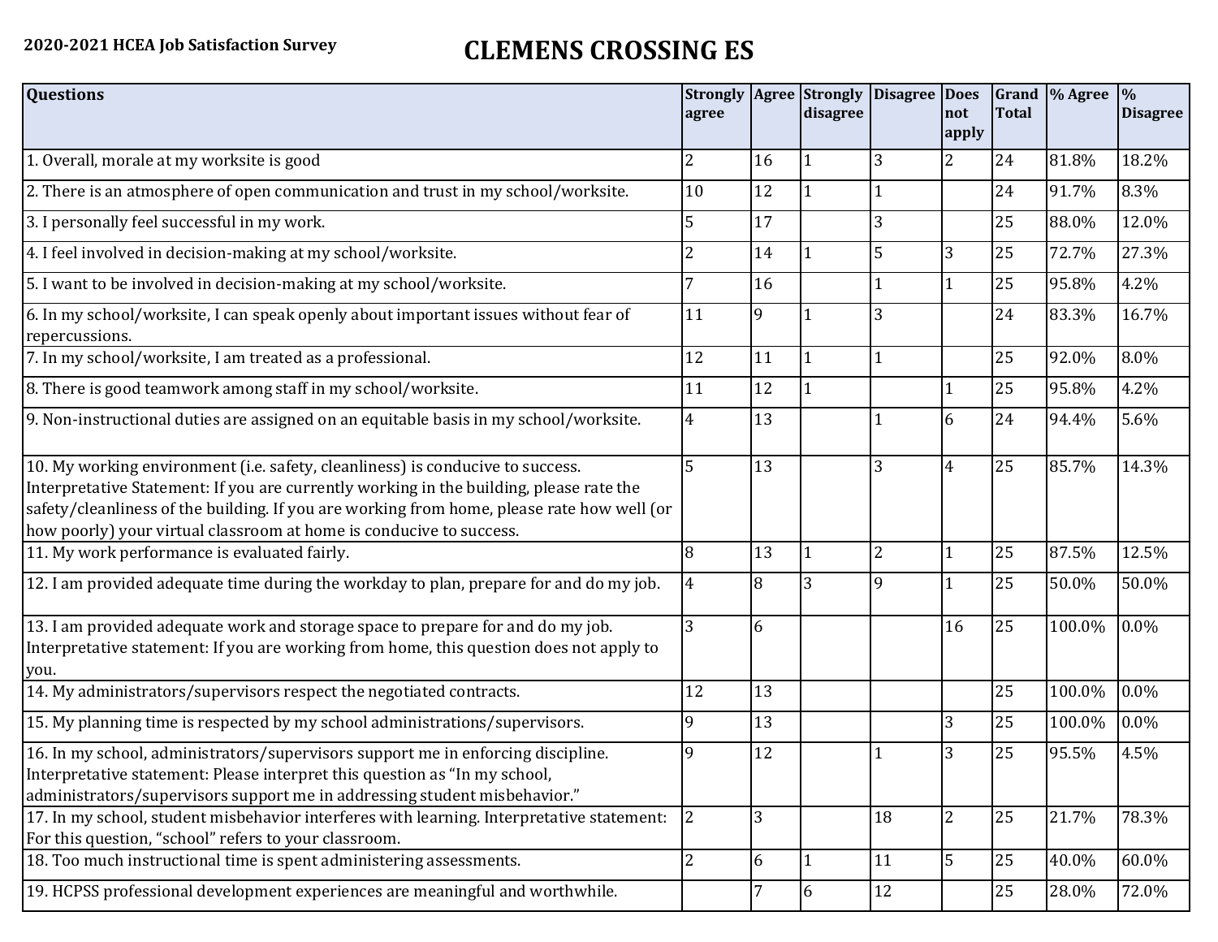2020-2021 HCEA Job Satisfaction Survey

# CLEMENS CROSSING ES

| Questions | Strongly agree | Agree | Strongly disagree | Disagree | Does not apply | Grand Total | % Agree | % Disagree |
|---|---|---|---|---|---|---|---|---|
| 1. Overall, morale at my worksite is good | 2 | 16 | 1 | 3 | 2 | 24 | 81.8% | 18.2% |
| 2. There is an atmosphere of open communication and trust in my school/worksite. | 10 | 12 | 1 | 1 | | 24 | 91.7% | 8.3% |
| 3. I personally feel successful in my work. | 5 | 17 | | 3 | | 25 | 88.0% | 12.0% |
| 4. I feel involved in decision-making at my school/worksite. | 2 | 14 | 1 | 5 | 3 | 25 | 72.7% | 27.3% |
| 5. I want to be involved in decision-making at my school/worksite. | 7 | 16 | | 1 | 1 | 25 | 95.8% | 4.2% |
| 6. In my school/worksite, I can speak openly about important issues without fear of repercussions. | 11 | 9 | 1 | 3 | | 24 | 83.3% | 16.7% |
| 7. In my school/worksite, I am treated as a professional. | 12 | 11 | 1 | 1 | | 25 | 92.0% | 8.0% |
| 8. There is good teamwork among staff in my school/worksite. | 11 | 12 | 1 | | 1 | 25 | 95.8% | 4.2% |
| 9. Non-instructional duties are assigned on an equitable basis in my school/worksite. | 4 | 13 | | 1 | 6 | 24 | 94.4% | 5.6% |
| 10. My working environment (i.e. safety, cleanliness) is conducive to success. Interpretative Statement: If you are currently working in the building, please rate the safety/cleanliness of the building. If you are working from home, please rate how well (or how poorly) your virtual classroom at home is conducive to success. | 5 | 13 | | 3 | 4 | 25 | 85.7% | 14.3% |
| 11. My work performance is evaluated fairly. | 8 | 13 | 1 | 2 | 1 | 25 | 87.5% | 12.5% |
| 12. I am provided adequate time during the workday to plan, prepare for and do my job. | 4 | 8 | 3 | 9 | 1 | 25 | 50.0% | 50.0% |
| 13. I am provided adequate work and storage space to prepare for and do my job. Interpretative statement: If you are working from home, this question does not apply to you. | 3 | 6 | | | 16 | 25 | 100.0% | 0.0% |
| 14. My administrators/supervisors respect the negotiated contracts. | 12 | 13 | | | | 25 | 100.0% | 0.0% |
| 15. My planning time is respected by my school administrations/supervisors. | 9 | 13 | | | 3 | 25 | 100.0% | 0.0% |
| 16. In my school, administrators/supervisors support me in enforcing discipline. Interpretative statement: Please interpret this question as "In my school, administrators/supervisors support me in addressing student misbehavior." | 9 | 12 | | 1 | 3 | 25 | 95.5% | 4.5% |
| 17. In my school, student misbehavior interferes with learning. Interpretative statement: For this question, "school" refers to your classroom. | 2 | 3 | | 18 | 2 | 25 | 21.7% | 78.3% |
| 18. Too much instructional time is spent administering assessments. | 2 | 6 | 1 | 11 | 5 | 25 | 40.0% | 60.0% |
| 19. HCPSS professional development experiences are meaningful and worthwhile. | | 7 | 6 | 12 | | 25 | 28.0% | 72.0% |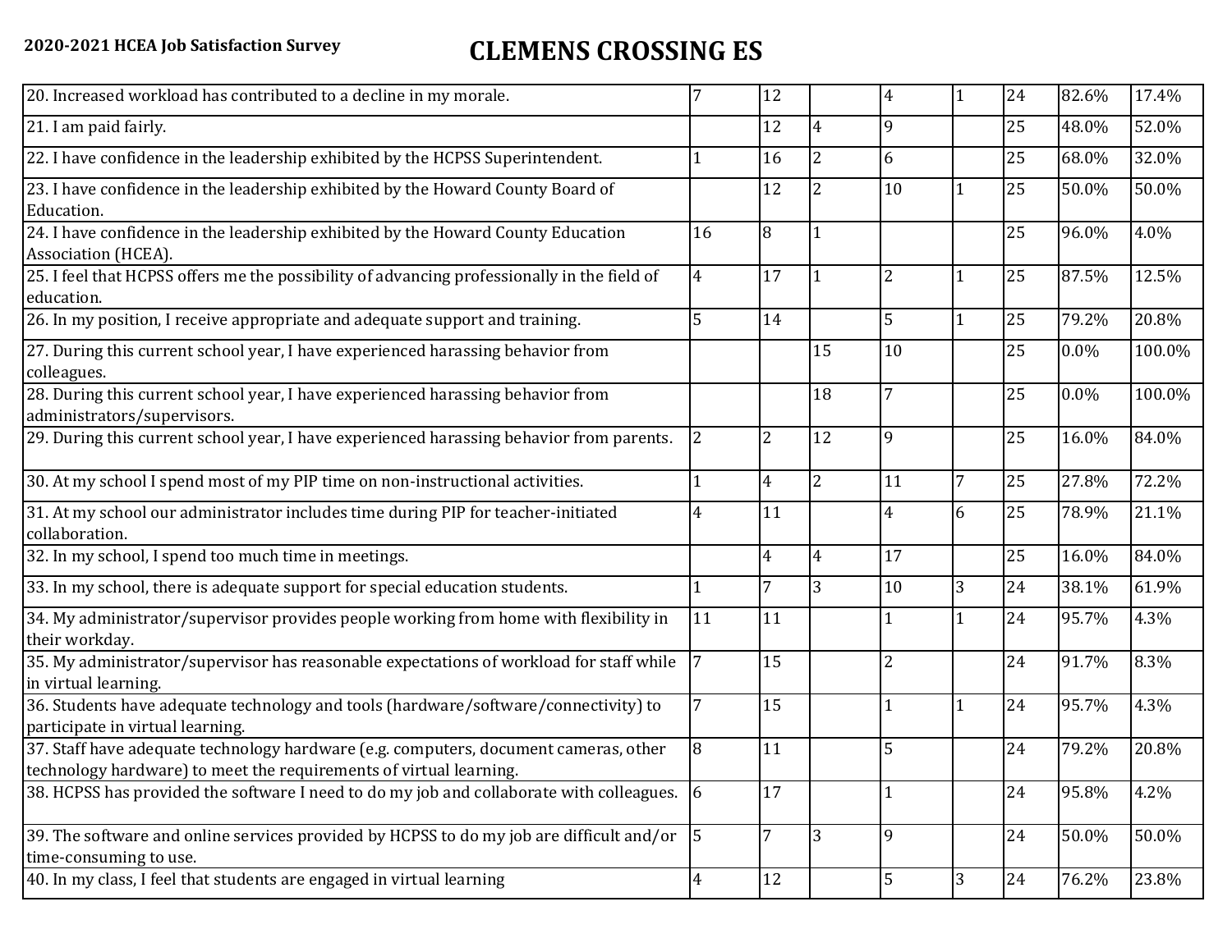| | | | | | | | | |
|---|---|---|---|---|---|---|---|---|
| 20. Increased workload has contributed to a decline in my morale. | 7 | 12 | | 4 | 1 | 24 | 82.6% | 17.4% |
| 21. I am paid fairly. | | 12 | 4 | 9 | | 25 | 48.0% | 52.0% |
| 22. I have confidence in the leadership exhibited by the HCPSS Superintendent. | 1 | 16 | 2 | 6 | | 25 | 68.0% | 32.0% |
| 23. I have confidence in the leadership exhibited by the Howard County Board of Education. | | 12 | 2 | 10 | 1 | 25 | 50.0% | 50.0% |
| 24. I have confidence in the leadership exhibited by the Howard County Education Association (HCEA). | 16 | 8 | 1 | | | 25 | 96.0% | 4.0% |
| 25. I feel that HCPSS offers me the possibility of advancing professionally in the field of education. | 4 | 17 | 1 | 2 | 1 | 25 | 87.5% | 12.5% |
| 26. In my position, I receive appropriate and adequate support and training. | 5 | 14 | | 5 | 1 | 25 | 79.2% | 20.8% |
| 27. During this current school year, I have experienced harassing behavior from colleagues. | | | 15 | 10 | | 25 | 0.0% | 100.0% |
| 28. During this current school year, I have experienced harassing behavior from administrators/supervisors. | | | 18 | 7 | | 25 | 0.0% | 100.0% |
| 29. During this current school year, I have experienced harassing behavior from parents. | 2 | 2 | 12 | 9 | | 25 | 16.0% | 84.0% |
| 30. At my school I spend most of my PIP time on non-instructional activities. | 1 | 4 | 2 | 11 | 7 | 25 | 27.8% | 72.2% |
| 31. At my school our administrator includes time during PIP for teacher-initiated collaboration. | 4 | 11 | | 4 | 6 | 25 | 78.9% | 21.1% |
| 32. In my school, I spend too much time in meetings. | | 4 | 4 | 17 | | 25 | 16.0% | 84.0% |
| 33. In my school, there is adequate support for special education students. | 1 | 7 | 3 | 10 | 3 | 24 | 38.1% | 61.9% |
| 34. My administrator/supervisor provides people working from home with flexibility in their workday. | 11 | 11 | | 1 | 1 | 24 | 95.7% | 4.3% |
| 35. My administrator/supervisor has reasonable expectations of workload for staff while in virtual learning. | 7 | 15 | | 2 | | 24 | 91.7% | 8.3% |
| 36. Students have adequate technology and tools (hardware/software/connectivity) to participate in virtual learning. | 7 | 15 | | 1 | 1 | 24 | 95.7% | 4.3% |
| 37. Staff have adequate technology hardware (e.g. computers, document cameras, other technology hardware) to meet the requirements of virtual learning. | 8 | 11 | | 5 | | 24 | 79.2% | 20.8% |
| 38. HCPSS has provided the software I need to do my job and collaborate with colleagues. | 6 | 17 | | 1 | | 24 | 95.8% | 4.2% |
| 39. The software and online services provided by HCPSS to do my job are difficult and/or time-consuming to use. | 5 | 7 | 3 | 9 | | 24 | 50.0% | 50.0% |
| 40. In my class, I feel that students are engaged in virtual learning | 4 | 12 | | 5 | 3 | 24 | 76.2% | 23.8% |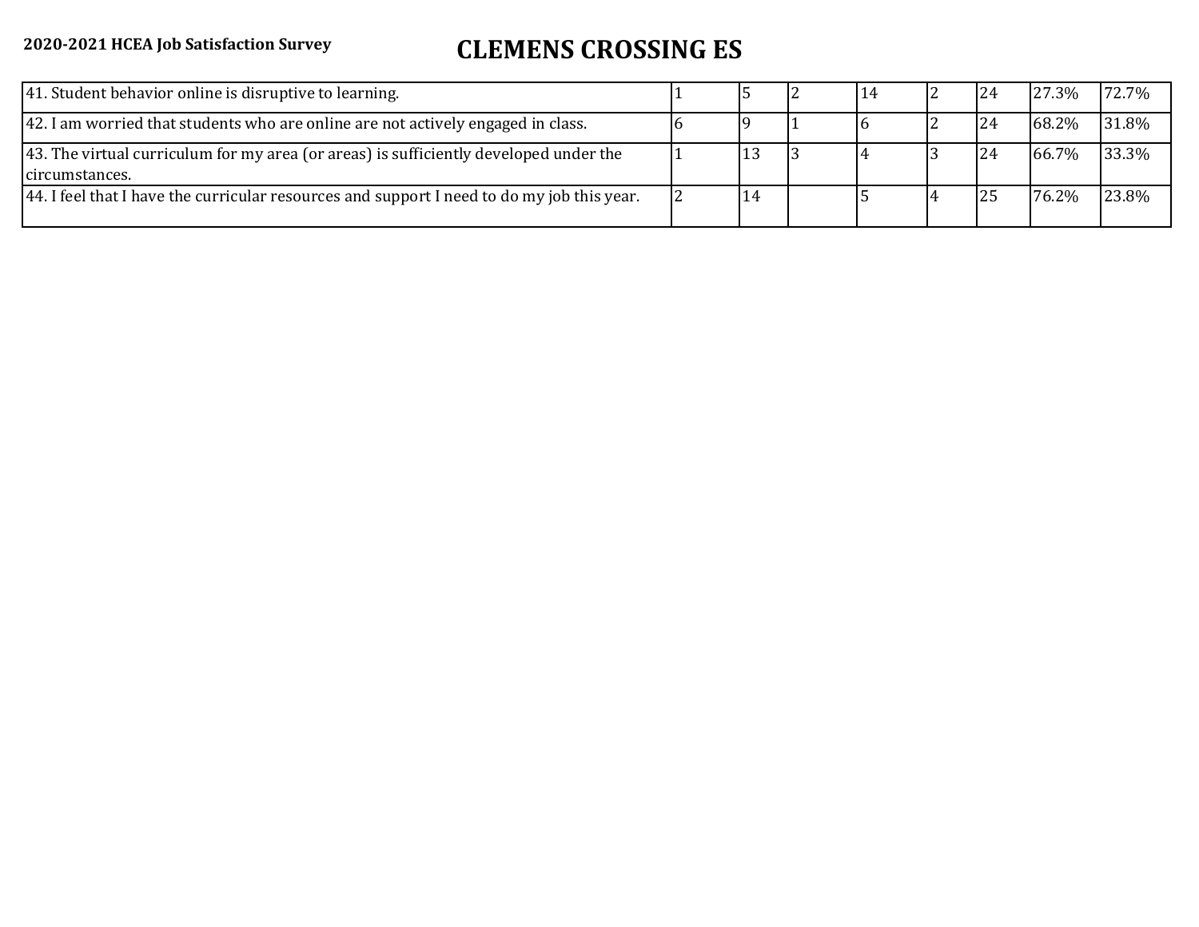**2020-2021 HCEA Job Satisfaction Survey**

# CLEMENS CROSSING ES

| | | | | | | | | |
|---|---|---|---|---|---|---|---|---|
| 41. Student behavior online is disruptive to learning. | 1 | 5 | 2 | 14 | 2 | 24 | 27.3% | 72.7% |
| 42. I am worried that students who are online are not actively engaged in class. | 6 | 9 | 1 | 6 | 2 | 24 | 68.2% | 31.8% |
| 43. The virtual curriculum for my area (or areas) is sufficiently developed under the circumstances. | 1 | 13 | 3 | 4 | 3 | 24 | 66.7% | 33.3% |
| 44. I feel that I have the curricular resources and support I need to do my job this year. | 2 | 14 | | 5 | 4 | 25 | 76.2% | 23.8% |